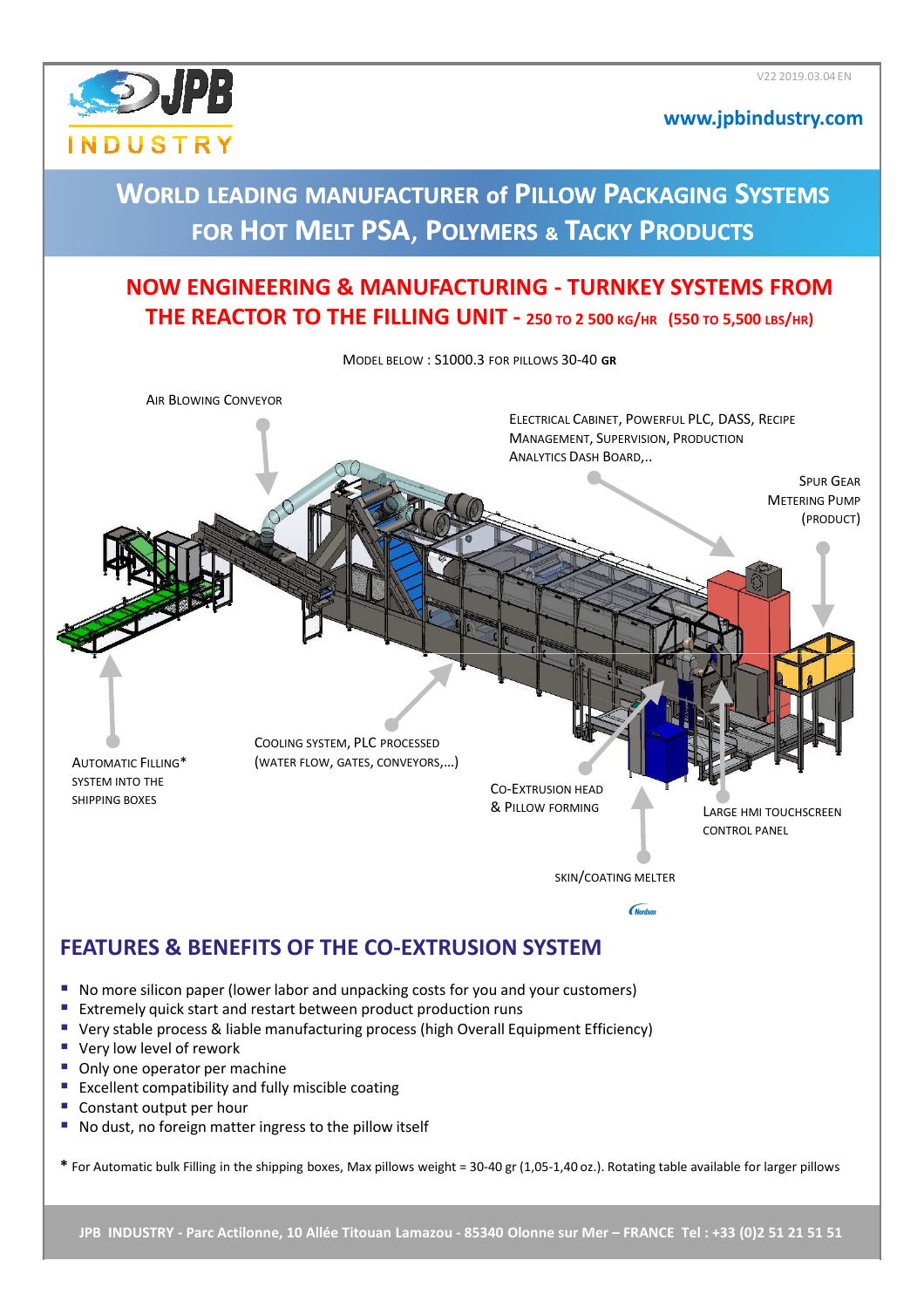V22 2019.03.04 EN

**www.jpbindustry.com**

# World leading manufacturer of Pillow Packaging Systems for Hot Melt PSA, Polymers & Tacky Products

## NOW ENGINEERING & MANUFACTURING - TURNKEY SYSTEMS FROM THE REACTOR TO THE FILLING UNIT - 250 to 2 500 kg/hr (550 to 5,500 lbs/hr)

Model below : S1000.3 for pillows 30-40 **gr**

Air Blowing Conveyor

Electrical Cabinet, Powerful PLC, DASS, Recipe Management, Supervision, Production Analytics Dash Board,..

Spur Gear Metering Pump (product)

Automatic Filling* system into the shipping boxes

Cooling system, PLC processed (water flow, gates, conveyors,...)

Co-Extrusion Head & Pillow Forming

Large HMI touchscreen control panel

Skin/coating melter

## FEATURES & BENEFITS OF THE CO-EXTRUSION SYSTEM

- No more silicon paper (lower labor and unpacking costs for you and your customers)
- Extremely quick start and restart between product production runs
- Very stable process & liable manufacturing process (high Overall Equipment Efficiency)
- Very low level of rework
- Only one operator per machine
- Excellent compatibility and fully miscible coating
- Constant output per hour
- No dust, no foreign matter ingress to the pillow itself

**\*** For Automatic bulk Filling in the shipping boxes, Max pillows weight = 30-40 gr (1,05-1,40 oz.). Rotating table available for larger pillows

**JPB INDUSTRY - Parc Actilonne, 10 Allée Titouan Lamazou - 85340 Olonne sur Mer – FRANCE Tel : +33 (0)2 51 21 51 51**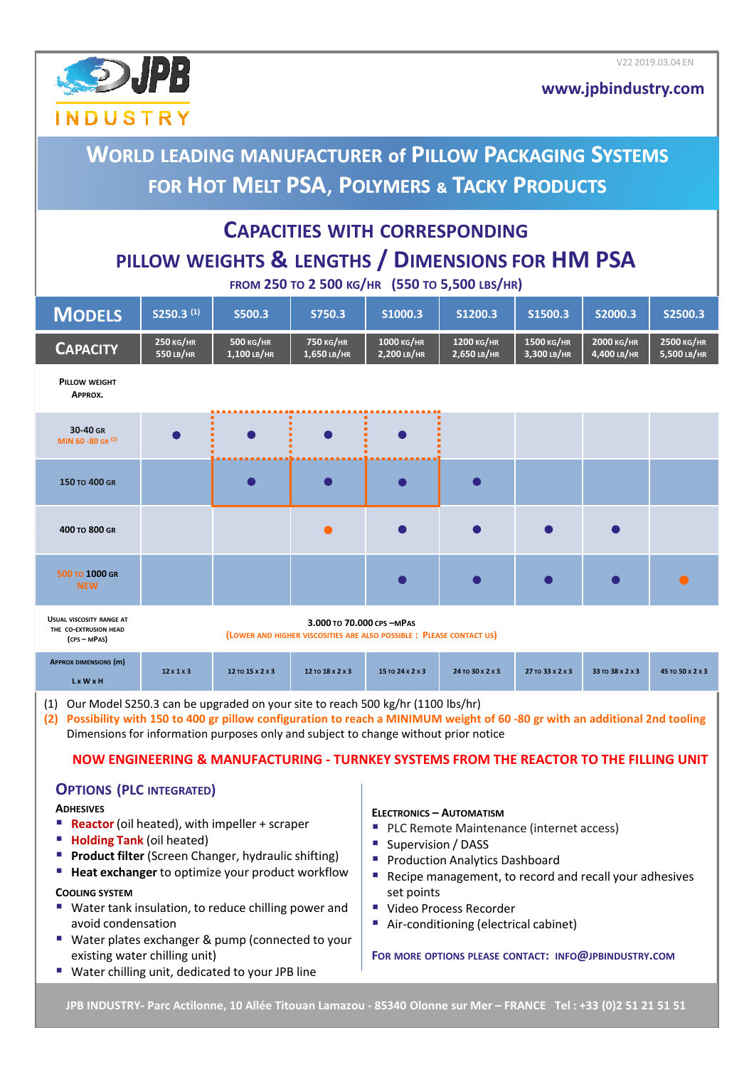JPB INDUSTRY

V22 2019.03.04 EN

www.jpbindustry.com

# WORLD LEADING MANUFACTURER of PILLOW PACKAGING SYSTEMS FOR HOT MELT PSA, POLYMERS & TACKY PRODUCTS

## CAPACITIES WITH CORRESPONDING PILLOW WEIGHTS & LENGTHS / DIMENSIONS FOR HM PSA

FROM 250 TO 2 500 KG/HR (550 TO 5,500 LBS/HR)

| MODELS | S250.3 (1) | S500.3 | S750.3 | S1000.3 | S1200.3 | S1500.3 | S2000.3 | S2500.3 |
|---|---|---|---|---|---|---|---|---|
| CAPACITY | 250 KG/HR 550 LB/HR | 500 KG/HR 1,100 LB/HR | 750 KG/HR 1,650 LB/HR | 1000 KG/HR 2,200 LB/HR | 1200 KG/HR 2,650 LB/HR | 1500 KG/HR 3,300 LB/HR | 2000 KG/HR 4,400 LB/HR | 2500 KG/HR 5,500 LB/HR |
| PILLOW WEIGHT APPROX. | | | | | | | | |
| 30-40 GR MIN 60 -80 GR (2) | ● | ● | ● | ● | | | | |
| 150 TO 400 GR | | ● | ● | ● | ● | | | |
| 400 TO 800 GR | | | ● | ● | ● | ● | ● | |
| 500 TO 1000 GR NEW | | | | ● | ● | ● | ● | ● |
| USUAL VISCOSITY RANGE AT THE CO-EXTRUSION HEAD (CPS – MPAS) | 3.000 TO 70.000 CPS –MPAS (LOWER AND HIGHER VISCOSITIES ARE ALSO POSSIBLE : PLEASE CONTACT US) | | | | | | | |
| APPROX DIMENSIONS (m) L x W x H | 12 x 1 x 3 | 12 TO 15 x 2 x 3 | 12 TO 18 x 2 x 3 | 15 TO 24 x 2 x 3 | 24 TO 30 x 2 x 3 | 27 TO 33 x 2 x 3 | 33 TO 38 x 2 x 3 | 45 TO 50 x 2 x 3 |

(1) Our Model S250.3 can be upgraded on your site to reach 500 kg/hr (1100 lbs/hr)

**(2) Possibility with 150 to 400 gr pillow configuration to reach a MINIMUM weight of 60 -80 gr with an additional 2nd tooling**

Dimensions for information purposes only and subject to change without prior notice

**NOW ENGINEERING & MANUFACTURING - TURNKEY SYSTEMS FROM THE REACTOR TO THE FILLING UNIT**

## OPTIONS (PLC INTEGRATED)

**ADHESIVES**

- **Reactor** (oil heated), with impeller + scraper
- **Holding Tank** (oil heated)
- **Product filter** (Screen Changer, hydraulic shifting)
- **Heat exchanger** to optimize your product workflow

**COOLING SYSTEM**

- Water tank insulation, to reduce chilling power and avoid condensation
- Water plates exchanger & pump (connected to your existing water chilling unit)
- Water chilling unit, dedicated to your JPB line

**ELECTRONICS – AUTOMATISM**

- PLC Remote Maintenance (internet access)
- Supervision / DASS
- Production Analytics Dashboard
- Recipe management, to record and recall your adhesives set points
- Video Process Recorder
- Air-conditioning (electrical cabinet)

**FOR MORE OPTIONS PLEASE CONTACT: INFO@JPBINDUSTRY.COM**

JPB INDUSTRY- Parc Actilonne, 10 Allée Titouan Lamazou - 85340 Olonne sur Mer – FRANCE Tel : +33 (0)2 51 21 51 51